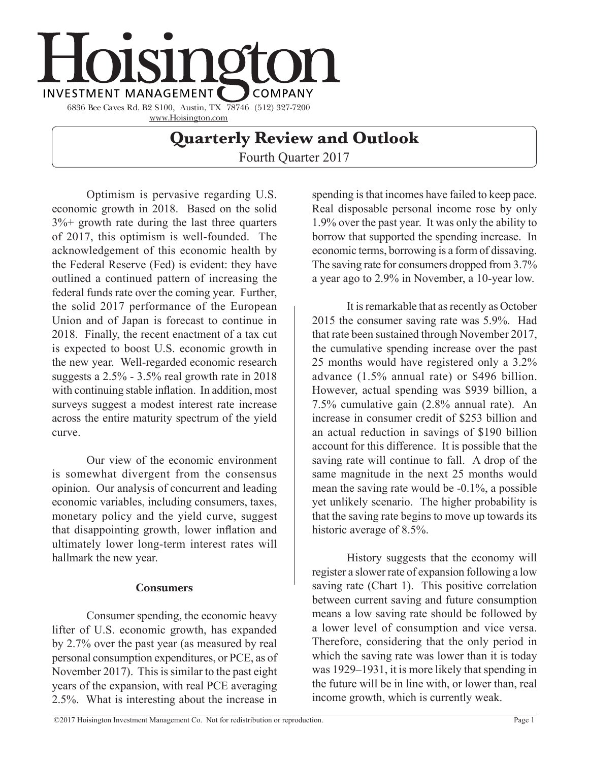# Hoisington

INVESTMENT MANAGEMENT COMPANY

6836 Bee Caves Rd. B2 S100, Austin, TX 78746 (512) 327-7200
www.Hoisington.com

## Quarterly Review and Outlook

Fourth Quarter 2017

Optimism is pervasive regarding U.S. economic growth in 2018. Based on the solid 3%+ growth rate during the last three quarters of 2017, this optimism is well-founded. The acknowledgement of this economic health by the Federal Reserve (Fed) is evident: they have outlined a continued pattern of increasing the federal funds rate over the coming year. Further, the solid 2017 performance of the European Union and of Japan is forecast to continue in 2018. Finally, the recent enactment of a tax cut is expected to boost U.S. economic growth in the new year. Well-regarded economic research suggests a 2.5% - 3.5% real growth rate in 2018 with continuing stable inflation. In addition, most surveys suggest a modest interest rate increase across the entire maturity spectrum of the yield curve.

Our view of the economic environment is somewhat divergent from the consensus opinion. Our analysis of concurrent and leading economic variables, including consumers, taxes, monetary policy and the yield curve, suggest that disappointing growth, lower inflation and ultimately lower long-term interest rates will hallmark the new year.

### Consumers

Consumer spending, the economic heavy lifter of U.S. economic growth, has expanded by 2.7% over the past year (as measured by real personal consumption expenditures, or PCE, as of November 2017). This is similar to the past eight years of the expansion, with real PCE averaging 2.5%. What is interesting about the increase in spending is that incomes have failed to keep pace. Real disposable personal income rose by only 1.9% over the past year. It was only the ability to borrow that supported the spending increase. In economic terms, borrowing is a form of dissaving. The saving rate for consumers dropped from 3.7% a year ago to 2.9% in November, a 10-year low.

It is remarkable that as recently as October 2015 the consumer saving rate was 5.9%. Had that rate been sustained through November 2017, the cumulative spending increase over the past 25 months would have registered only a 3.2% advance (1.5% annual rate) or $496 billion. However, actual spending was $939 billion, a 7.5% cumulative gain (2.8% annual rate). An increase in consumer credit of $253 billion and an actual reduction in savings of $190 billion account for this difference. It is possible that the saving rate will continue to fall. A drop of the same magnitude in the next 25 months would mean the saving rate would be -0.1%, a possible yet unlikely scenario. The higher probability is that the saving rate begins to move up towards its historic average of 8.5%.

History suggests that the economy will register a slower rate of expansion following a low saving rate (Chart 1). This positive correlation between current saving and future consumption means a low saving rate should be followed by a lower level of consumption and vice versa. Therefore, considering that the only period in which the saving rate was lower than it is today was 1929–1931, it is more likely that spending in the future will be in line with, or lower than, real income growth, which is currently weak.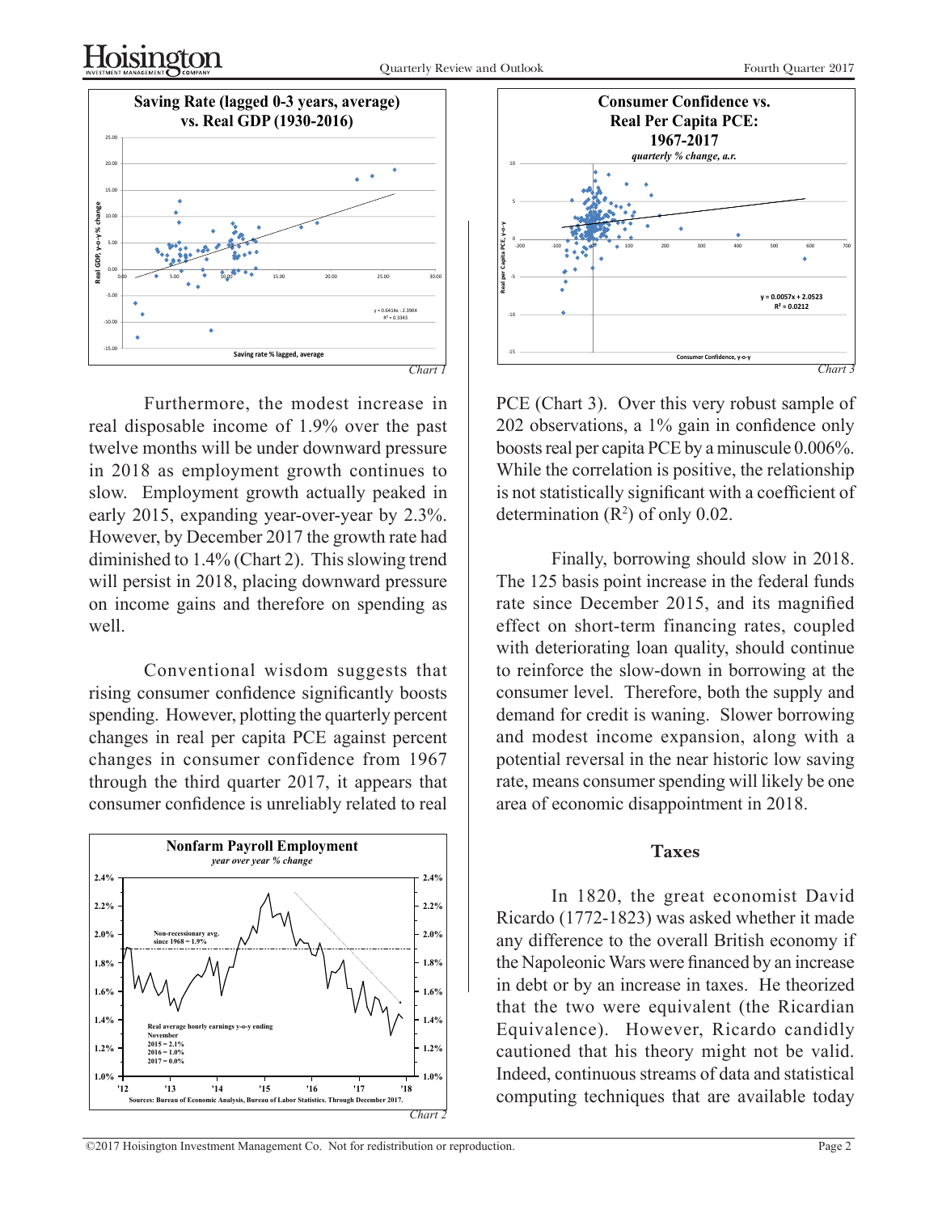Furthermore, the modest increase in real disposable income of 1.9% over the past twelve months will be under downward pressure in 2018 as employment growth continues to slow. Employment growth actually peaked in early 2015, expanding year-over-year by 2.3%. However, by December 2017 the growth rate had diminished to 1.4% (Chart 2). This slowing trend will persist in 2018, placing downward pressure on income gains and therefore on spending as well.

Conventional wisdom suggests that rising consumer confidence significantly boosts spending. However, plotting the quarterly percent changes in real per capita PCE against percent changes in consumer confidence from 1967 through the third quarter 2017, it appears that consumer confidence is unreliably related to real PCE (Chart 3). Over this very robust sample of 202 observations, a 1% gain in confidence only boosts real per capita PCE by a minuscule 0.006%. While the correlation is positive, the relationship is not statistically significant with a coefficient of determination ($R^2$) of only 0.02.

Finally, borrowing should slow in 2018. The 125 basis point increase in the federal funds rate since December 2015, and its magnified effect on short-term financing rates, coupled with deteriorating loan quality, should continue to reinforce the slow-down in borrowing at the consumer level. Therefore, both the supply and demand for credit is waning. Slower borrowing and modest income expansion, along with a potential reversal in the near historic low saving rate, means consumer spending will likely be one area of economic disappointment in 2018.

## Taxes

In 1820, the great economist David Ricardo (1772-1823) was asked whether it made any difference to the overall British economy if the Napoleonic Wars were financed by an increase in debt or by an increase in taxes. He theorized that the two were equivalent (the Ricardian Equivalence). However, Ricardo candidly cautioned that his theory might not be valid. Indeed, continuous streams of data and statistical computing techniques that are available today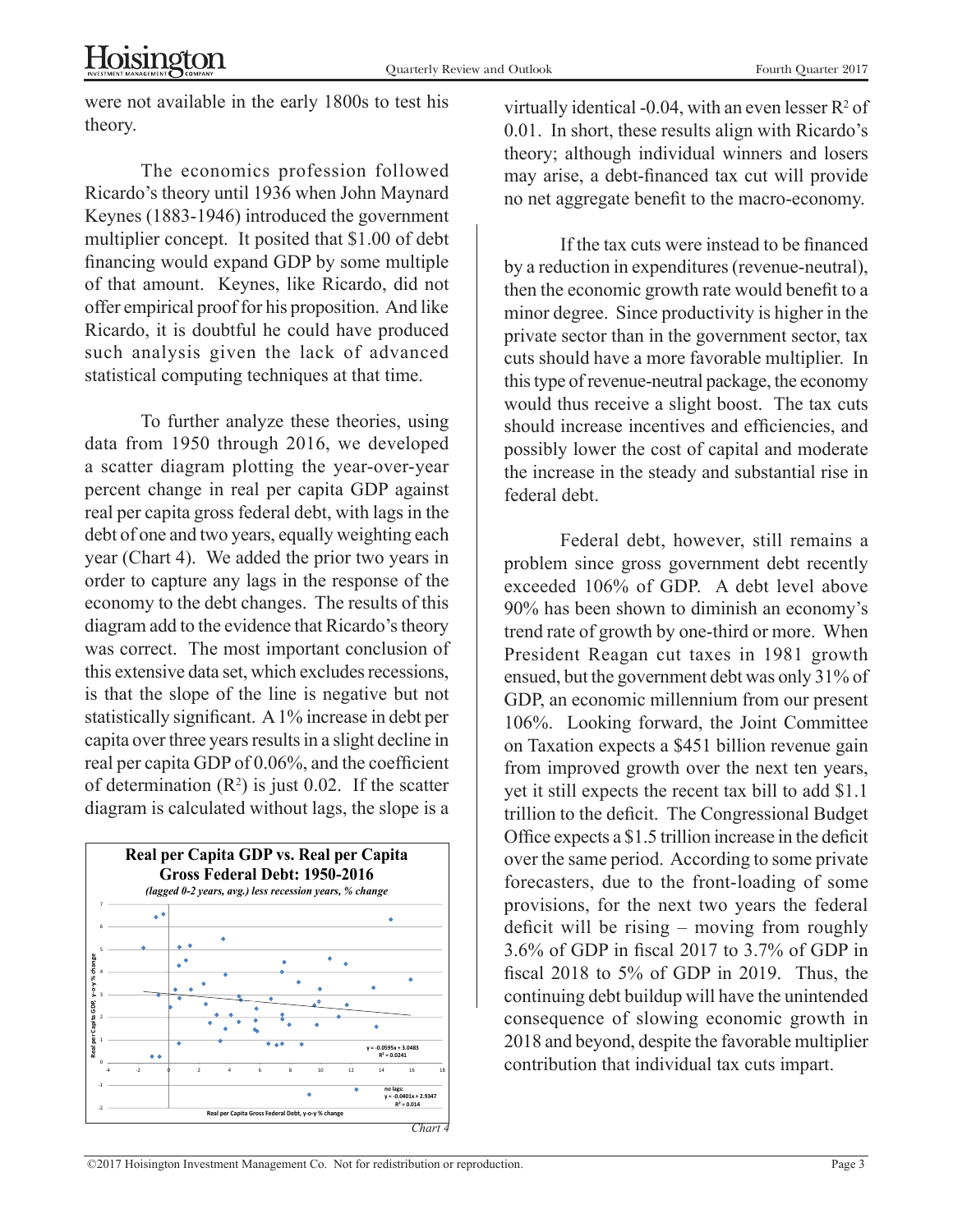were not available in the early 1800s to test his theory.

The economics profession followed Ricardo's theory until 1936 when John Maynard Keynes (1883-1946) introduced the government multiplier concept. It posited that $1.00 of debt financing would expand GDP by some multiple of that amount. Keynes, like Ricardo, did not offer empirical proof for his proposition. And like Ricardo, it is doubtful he could have produced such analysis given the lack of advanced statistical computing techniques at that time.

To further analyze these theories, using data from 1950 through 2016, we developed a scatter diagram plotting the year-over-year percent change in real per capita GDP against real per capita gross federal debt, with lags in the debt of one and two years, equally weighting each year (Chart 4). We added the prior two years in order to capture any lags in the response of the economy to the debt changes. The results of this diagram add to the evidence that Ricardo's theory was correct. The most important conclusion of this extensive data set, which excludes recessions, is that the slope of the line is negative but not statistically significant. A 1% increase in debt per capita over three years results in a slight decline in real per capita GDP of 0.06%, and the coefficient of determination ($R^2$) is just 0.02. If the scatter diagram is calculated without lags, the slope is a virtually identical -0.04, with an even lesser $R^2$ of 0.01. In short, these results align with Ricardo's theory; although individual winners and losers may arise, a debt-financed tax cut will provide no net aggregate benefit to the macro-economy.

**Real per Capita GDP vs. Real per Capita Gross Federal Debt: 1950-2016**
*(lagged 0-2 years, avg.) less recession years, % change*

$y = -0.0595x + 3.0483$
$R^2 = 0.0241$

no lags:
$y = -0.0401x + 2.9347$
$R^2 = 0.014$

Real per Capita Gross Federal Debt, y-o-y % change

*Chart 4*

If the tax cuts were instead to be financed by a reduction in expenditures (revenue-neutral), then the economic growth rate would benefit to a minor degree. Since productivity is higher in the private sector than in the government sector, tax cuts should have a more favorable multiplier. In this type of revenue-neutral package, the economy would thus receive a slight boost. The tax cuts should increase incentives and efficiencies, and possibly lower the cost of capital and moderate the increase in the steady and substantial rise in federal debt.

Federal debt, however, still remains a problem since gross government debt recently exceeded 106% of GDP. A debt level above 90% has been shown to diminish an economy's trend rate of growth by one-third or more. When President Reagan cut taxes in 1981 growth ensued, but the government debt was only 31% of GDP, an economic millennium from our present 106%. Looking forward, the Joint Committee on Taxation expects a $451 billion revenue gain from improved growth over the next ten years, yet it still expects the recent tax bill to add $1.1 trillion to the deficit. The Congressional Budget Office expects a $1.5 trillion increase in the deficit over the same period. According to some private forecasters, due to the front-loading of some provisions, for the next two years the federal deficit will be rising – moving from roughly 3.6% of GDP in fiscal 2017 to 3.7% of GDP in fiscal 2018 to 5% of GDP in 2019. Thus, the continuing debt buildup will have the unintended consequence of slowing economic growth in 2018 and beyond, despite the favorable multiplier contribution that individual tax cuts impart.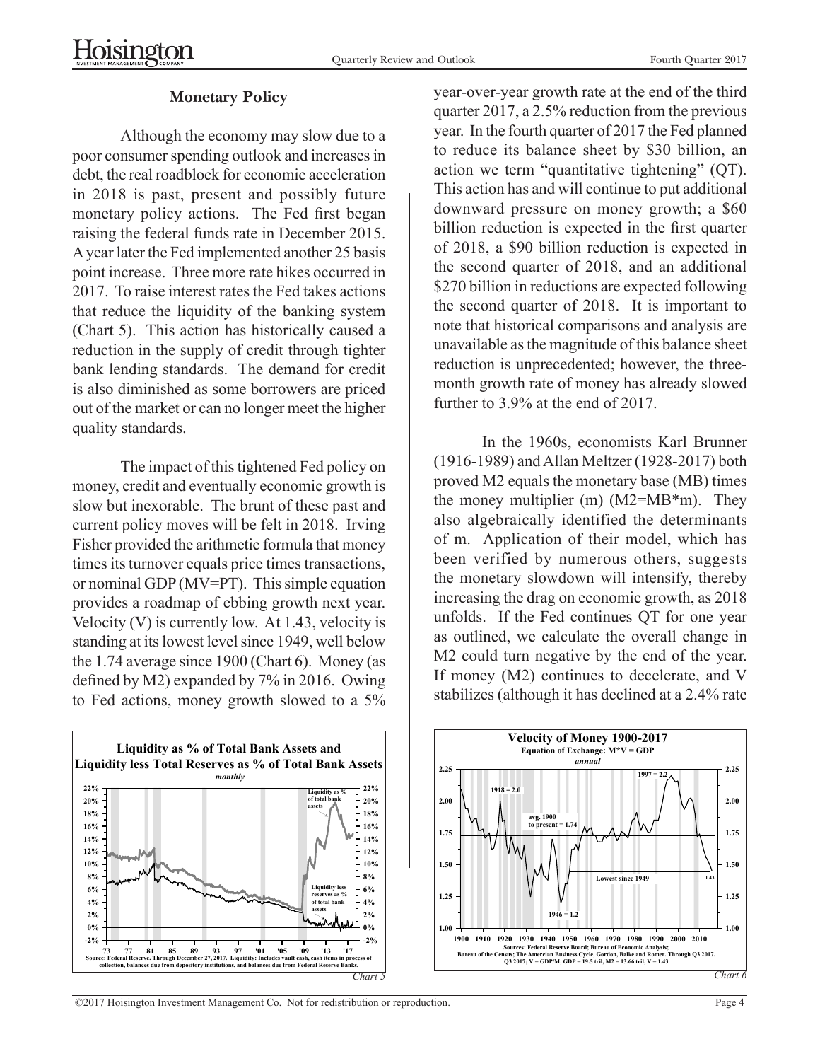## Monetary Policy

Although the economy may slow due to a poor consumer spending outlook and increases in debt, the real roadblock for economic acceleration in 2018 is past, present and possibly future monetary policy actions. The Fed first began raising the federal funds rate in December 2015. A year later the Fed implemented another 25 basis point increase. Three more rate hikes occurred in 2017. To raise interest rates the Fed takes actions that reduce the liquidity of the banking system (Chart 5). This action has historically caused a reduction in the supply of credit through tighter bank lending standards. The demand for credit is also diminished as some borrowers are priced out of the market or can no longer meet the higher quality standards.

The impact of this tightened Fed policy on money, credit and eventually economic growth is slow but inexorable. The brunt of these past and current policy moves will be felt in 2018. Irving Fisher provided the arithmetic formula that money times its turnover equals price times transactions, or nominal GDP (MV=PT). This simple equation provides a roadmap of ebbing growth next year. Velocity (V) is currently low. At 1.43, velocity is standing at its lowest level since 1949, well below the 1.74 average since 1900 (Chart 6). Money (as defined by M2) expanded by 7% in 2016. Owing to Fed actions, money growth slowed to a 5% year-over-year growth rate at the end of the third quarter 2017, a 2.5% reduction from the previous year. In the fourth quarter of 2017 the Fed planned to reduce its balance sheet by $30 billion, an action we term "quantitative tightening" (QT). This action has and will continue to put additional downward pressure on money growth; a $60 billion reduction is expected in the first quarter of 2018, a $90 billion reduction is expected in the second quarter of 2018, and an additional $270 billion in reductions are expected following the second quarter of 2018. It is important to note that historical comparisons and analysis are unavailable as the magnitude of this balance sheet reduction is unprecedented; however, the three-month growth rate of money has already slowed further to 3.9% at the end of 2017.

In the 1960s, economists Karl Brunner (1916-1989) and Allan Meltzer (1928-2017) both proved M2 equals the monetary base (MB) times the money multiplier (m) (M2=MB*m). They also algebraically identified the determinants of m. Application of their model, which has been verified by numerous others, suggests the monetary slowdown will intensify, thereby increasing the drag on economic growth, as 2018 unfolds. If the Fed continues QT for one year as outlined, we calculate the overall change in M2 could turn negative by the end of the year. If money (M2) continues to decelerate, and V stabilizes (although it has declined at a 2.4% rate

**Liquidity as % of Total Bank Assets and Liquidity less Total Reserves as % of Total Bank Assets**
*monthly*

Source: Federal Reserve. Through December 27, 2017. Liquidity: Includes vault cash, cash items in process of collection, balances due from depository institutions, and balances due from Federal Reserve Banks.

*Chart 5*

**Velocity of Money 1900-2017**
Equation of Exchange: M*V = GDP
*annual*

Sources: Federal Reserve Board; Bureau of Economic Analysis; Bureau of the Census; The Amercian Business Cycle, Gordon, Balke and Romer. Through Q3 2017. Q3 2017: V = GDP/M, GDP = 19.5 tril, M2 = 13.66 tril, V = 1.43

*Chart 6*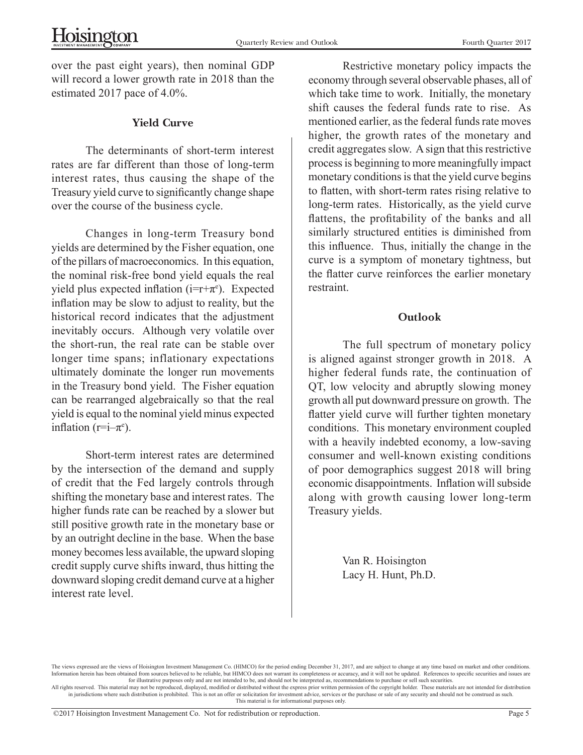over the past eight years), then nominal GDP will record a lower growth rate in 2018 than the estimated 2017 pace of 4.0%.

### Yield Curve

The determinants of short-term interest rates are far different than those of long-term interest rates, thus causing the shape of the Treasury yield curve to significantly change shape over the course of the business cycle.

Changes in long-term Treasury bond yields are determined by the Fisher equation, one of the pillars of macroeconomics. In this equation, the nominal risk-free bond yield equals the real yield plus expected inflation ($i=r+\pi^e$). Expected inflation may be slow to adjust to reality, but the historical record indicates that the adjustment inevitably occurs. Although very volatile over the short-run, the real rate can be stable over longer time spans; inflationary expectations ultimately dominate the longer run movements in the Treasury bond yield. The Fisher equation can be rearranged algebraically so that the real yield is equal to the nominal yield minus expected inflation ($r=i-\pi^e$).

Short-term interest rates are determined by the intersection of the demand and supply of credit that the Fed largely controls through shifting the monetary base and interest rates. The higher funds rate can be reached by a slower but still positive growth rate in the monetary base or by an outright decline in the base. When the base money becomes less available, the upward sloping credit supply curve shifts inward, thus hitting the downward sloping credit demand curve at a higher interest rate level.

Restrictive monetary policy impacts the economy through several observable phases, all of which take time to work. Initially, the monetary shift causes the federal funds rate to rise. As mentioned earlier, as the federal funds rate moves higher, the growth rates of the monetary and credit aggregates slow. A sign that this restrictive process is beginning to more meaningfully impact monetary conditions is that the yield curve begins to flatten, with short-term rates rising relative to long-term rates. Historically, as the yield curve flattens, the profitability of the banks and all similarly structured entities is diminished from this influence. Thus, initially the change in the curve is a symptom of monetary tightness, but the flatter curve reinforces the earlier monetary restraint.

### Outlook

The full spectrum of monetary policy is aligned against stronger growth in 2018. A higher federal funds rate, the continuation of QT, low velocity and abruptly slowing money growth all put downward pressure on growth. The flatter yield curve will further tighten monetary conditions. This monetary environment coupled with a heavily indebted economy, a low-saving consumer and well-known existing conditions of poor demographics suggest 2018 will bring economic disappointments. Inflation will subside along with growth causing lower long-term Treasury yields.

Van R. Hoisington
Lacy H. Hunt, Ph.D.

The views expressed are the views of Hoisington Investment Management Co. (HIMCO) for the period ending December 31, 2017, and are subject to change at any time based on market and other conditions. Information herein has been obtained from sources believed to be reliable, but HIMCO does not warrant its completeness or accuracy, and it will not be updated. References to specific securities and issues are for illustrative purposes only and are not intended to be, and should not be interpreted as, recommendations to purchase or sell such securities.
All rights reserved. This material may not be reproduced, displayed, modified or distributed without the express prior written permission of the copyright holder. These materials are not intended for distribution in jurisdictions where such distribution is prohibited. This is not an offer or solicitation for investment advice, services or the purchase or sale of any security and should not be construed as such.
This material is for informational purposes only.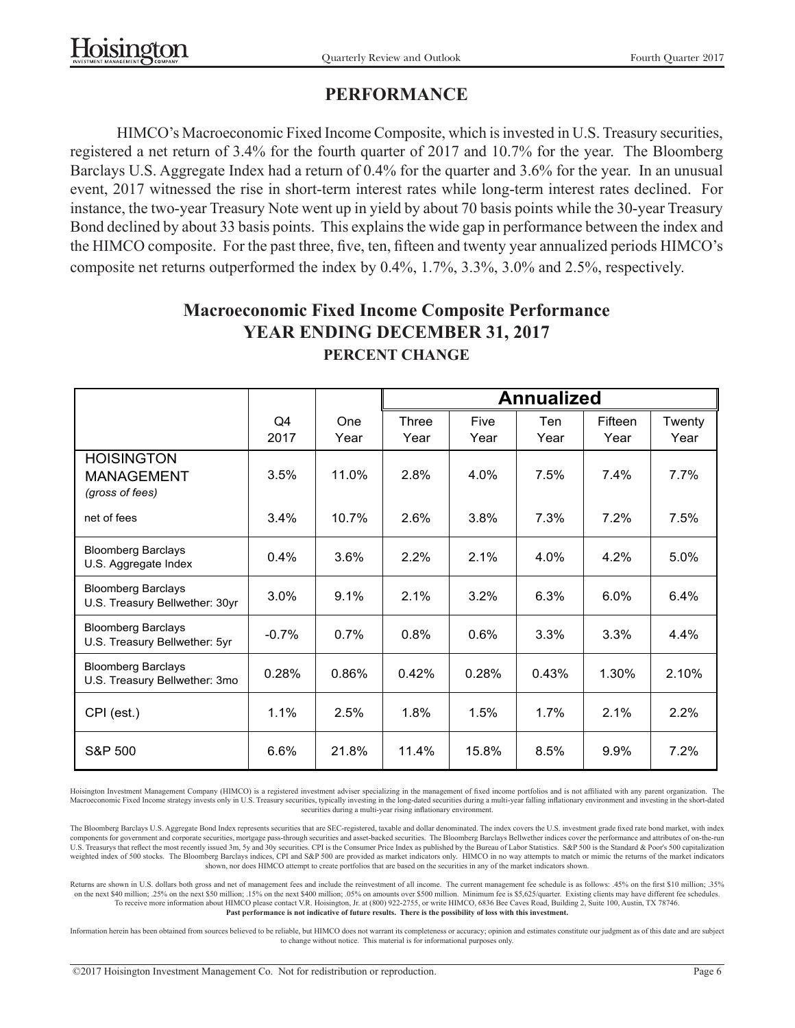## PERFORMANCE

HIMCO's Macroeconomic Fixed Income Composite, which is invested in U.S. Treasury securities, registered a net return of 3.4% for the fourth quarter of 2017 and 10.7% for the year. The Bloomberg Barclays U.S. Aggregate Index had a return of 0.4% for the quarter and 3.6% for the year. In an unusual event, 2017 witnessed the rise in short-term interest rates while long-term interest rates declined. For instance, the two-year Treasury Note went up in yield by about 70 basis points while the 30-year Treasury Bond declined by about 33 basis points. This explains the wide gap in performance between the index and the HIMCO composite. For the past three, five, ten, fifteen and twenty year annualized periods HIMCO's composite net returns outperformed the index by 0.4%, 1.7%, 3.3%, 3.0% and 2.5%, respectively.

## Macroeconomic Fixed Income Composite Performance
## YEAR ENDING DECEMBER 31, 2017
### PERCENT CHANGE

| | | | Annualized | | | | |
|---|---|---|---|---|---|---|---|
| | Q4 2017 | One Year | Three Year | Five Year | Ten Year | Fifteen Year | Twenty Year |
| HOISINGTON MANAGEMENT *(gross of fees)* | 3.5% | 11.0% | 2.8% | 4.0% | 7.5% | 7.4% | 7.7% |
| net of fees | 3.4% | 10.7% | 2.6% | 3.8% | 7.3% | 7.2% | 7.5% |
| Bloomberg Barclays U.S. Aggregate Index | 0.4% | 3.6% | 2.2% | 2.1% | 4.0% | 4.2% | 5.0% |
| Bloomberg Barclays U.S. Treasury Bellwether: 30yr | 3.0% | 9.1% | 2.1% | 3.2% | 6.3% | 6.0% | 6.4% |
| Bloomberg Barclays U.S. Treasury Bellwether: 5yr | -0.7% | 0.7% | 0.8% | 0.6% | 3.3% | 3.3% | 4.4% |
| Bloomberg Barclays U.S. Treasury Bellwether: 3mo | 0.28% | 0.86% | 0.42% | 0.28% | 0.43% | 1.30% | 2.10% |
| CPI (est.) | 1.1% | 2.5% | 1.8% | 1.5% | 1.7% | 2.1% | 2.2% |
| S&P 500 | 6.6% | 21.8% | 11.4% | 15.8% | 8.5% | 9.9% | 7.2% |

Hoisington Investment Management Company (HIMCO) is a registered investment adviser specializing in the management of fixed income portfolios and is not affiliated with any parent organization. The Macroeconomic Fixed Income strategy invests only in U.S. Treasury securities, typically investing in the long-dated securities during a multi-year falling inflationary environment and investing in the short-dated securities during a multi-year rising inflationary environment.

The Bloomberg Barclays U.S. Aggregate Bond Index represents securities that are SEC-registered, taxable and dollar denominated. The index covers the U.S. investment grade fixed rate bond market, with index components for government and corporate securities, mortgage pass-through securities and asset-backed securities. The Bloomberg Barclays Bellwether indices cover the performance and attributes of on-the-run U.S. Treasurys that reflect the most recently issued 3m, 5y and 30y securities. CPI is the Consumer Price Index as published by the Bureau of Labor Statistics. S&P 500 is the Standard & Poor's 500 capitalization weighted index of 500 stocks. The Bloomberg Barclays indices, CPI and S&P 500 are provided as market indicators only. HIMCO in no way attempts to match or mimic the returns of the market indicators shown, nor does HIMCO attempt to create portfolios that are based on the securities in any of the market indicators shown.

Returns are shown in U.S. dollars both gross and net of management fees and include the reinvestment of all income. The current management fee schedule is as follows: .45% on the first $10 million; .35% on the next $40 million; .25% on the next $50 million; .15% on the next $400 million; .05% on amounts over $500 million. Minimum fee is $5,625/quarter. Existing clients may have different fee schedules. To receive more information about HIMCO please contact V.R. Hoisington, Jr. at (800) 922-2755, or write HIMCO, 6836 Bee Caves Road, Building 2, Suite 100, Austin, TX 78746.
**Past performance is not indicative of future results. There is the possibility of loss with this investment.**

Information herein has been obtained from sources believed to be reliable, but HIMCO does not warrant its completeness or accuracy; opinion and estimates constitute our judgment as of this date and are subject to change without notice. This material is for informational purposes only.

©2017 Hoisington Investment Management Co. Not for redistribution or reproduction.